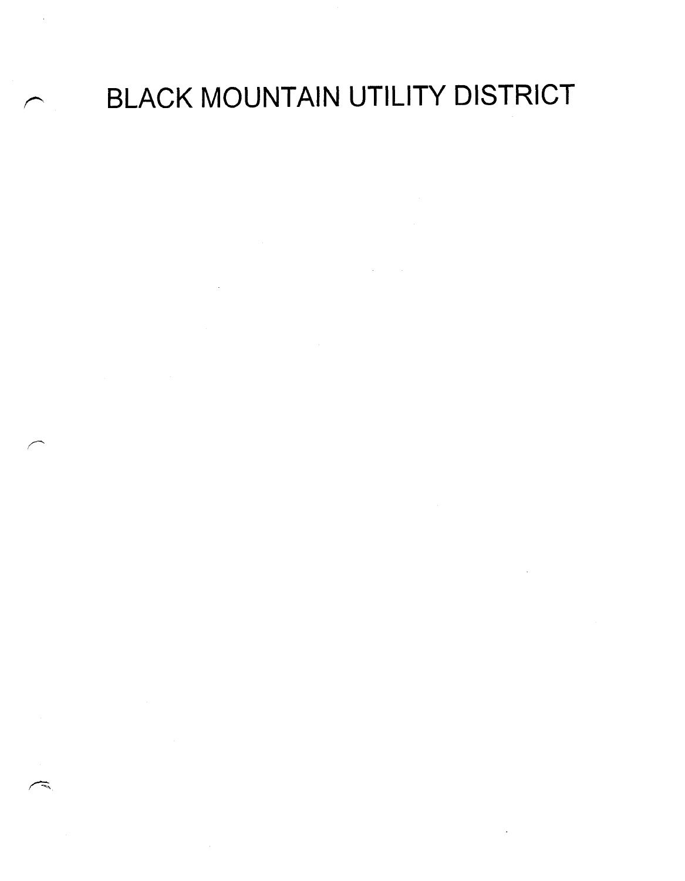# BLACK MOUNTAIN UTILITY DISTRICT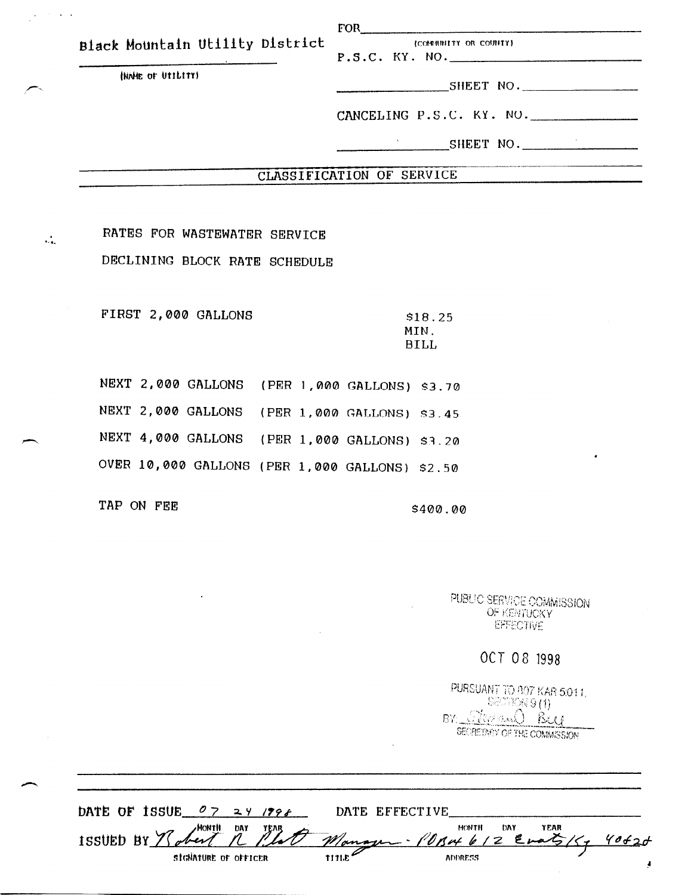Black Mountain Utility District
(NAME OF UTILITY)

FOR ____________________
(COMMUNITY OR COUNTY)

P.S.C. KY. NO. ____________________

__________ SHEET NO. __________

CANCELING P.S.C. KY. NO. __________

__________ SHEET NO. __________

## CLASSIFICATION OF SERVICE

RATES FOR WASTEWATER SERVICE

DECLINING BLOCK RATE SCHEDULE

| | | |
|---|---|---|
| FIRST 2,000 GALLONS | | \$18.25 MIN. BILL |
| NEXT 2,000 GALLONS | (PER 1,000 GALLONS) | \$3.70 |
| NEXT 2,000 GALLONS | (PER 1,000 GALLONS) | \$3.45 |
| NEXT 4,000 GALLONS | (PER 1,000 GALLONS) | \$3.20 |
| OVER 10,000 GALLONS | (PER 1,000 GALLONS) | \$2.50 |
| TAP ON FEE | | \$400.00 |

PUBLIC SERVICE COMMISSION
OF KENTUCKY
EFFECTIVE

OCT 08 1998

PURSUANT TO 807 KAR 5:011,
SECTION 9 (1)
BY: Stephan O Bell
SECRETARY OF THE COMMISSION

DATE OF ISSUE 07 24 1998 (MONTH DAY YEAR) DATE EFFECTIVE __________ (MONTH DAY YEAR)

ISSUED BY Robert R Blatt (SIGNATURE OF OFFICER) Manager (TITLE) - PO Box 612 Evarts Ky 40828 (ADDRESS)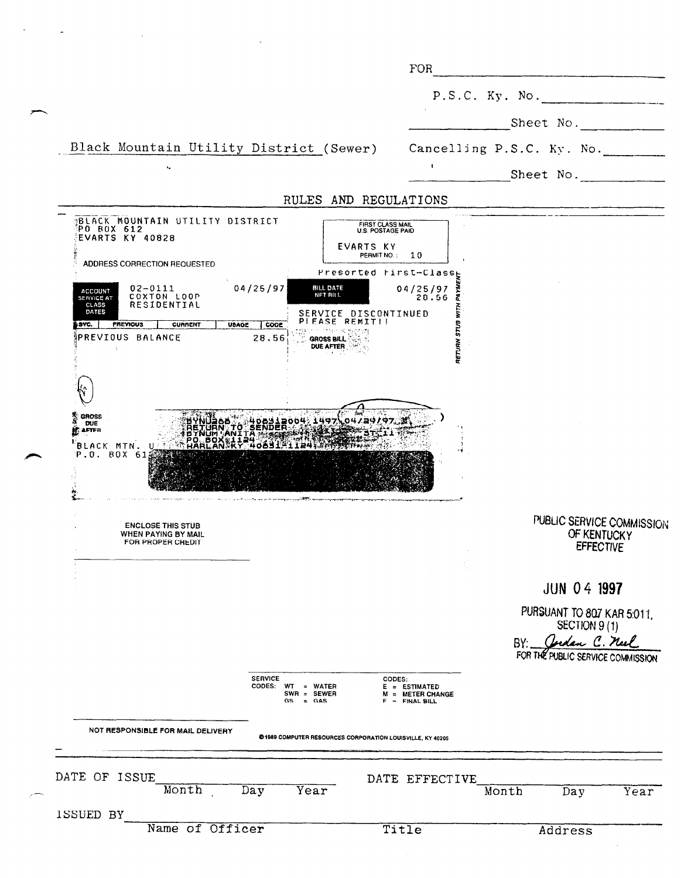FOR ______________________

P.S.C. Ky. No. ______________

______________ Sheet No. __________

Black Mountain Utility District (Sewer)

Cancelling P.S.C. Ky. No. __________

______________ Sheet No. __________

## RULES AND REGULATIONS

BLACK MOUNTAIN UTILITY DISTRICT
PO BOX 612
EVARTS KY 40828

ADDRESS CORRECTION REQUESTED

FIRST CLASS MAIL
U.S. POSTAGE PAID
EVARTS KY
PERMIT NO.: 10

Presorted First-Class

| ACCOUNT SERVICE AT CLASS DATES | 02-0111 COXTON LOOP RESIDENTIAL | 04/25/97 | BILL DATE NET BILL | 04/25/97 28.56 |
|---|---|---|---|---|

SERVICE DISCONTINUED
PLEASE REMIT!!

| SVC. | PREVIOUS | CURRENT | USAGE | CODE |
|---|---|---|---|---|
| PREVIOUS BALANCE | | | 28.56 | |

GROSS BILL DUE AFTER

RETURN STUB WITH PAYMENT

GROSS DUE AFTER

BYNU268 40831200 4 1497 04/29/97
RETURN TO SENDER
BYNUM ANITA
PO BOX 1124
HARLAN KY 40831-1124

BLACK MTN. U
P.O. BOX 61

ENCLOSE THIS STUB WHEN PAYING BY MAIL FOR PROPER CREDIT

SERVICE CODES: WT = WATER, SWR = SEWER, GS = GAS

CODES: E = ESTIMATED, M = METER CHANGE, F = FINAL BILL

NOT RESPONSIBLE FOR MAIL DELIVERY

©1989 COMPUTER RESOURCES CORPORATION LOUISVILLE, KY 40205

PUBLIC SERVICE COMMISSION OF KENTUCKY
EFFECTIVE

JUN 04 1997

PURSUANT TO 807 KAR 5:011,
SECTION 9 (1)
BY: Jordan C. Neel
FOR THE PUBLIC SERVICE COMMISSION

DATE OF ISSUE ______________ (Month Day Year)    DATE EFFECTIVE ______________ (Month Day Year)

ISSUED BY ______________ (Name of Officer)    Title    Address